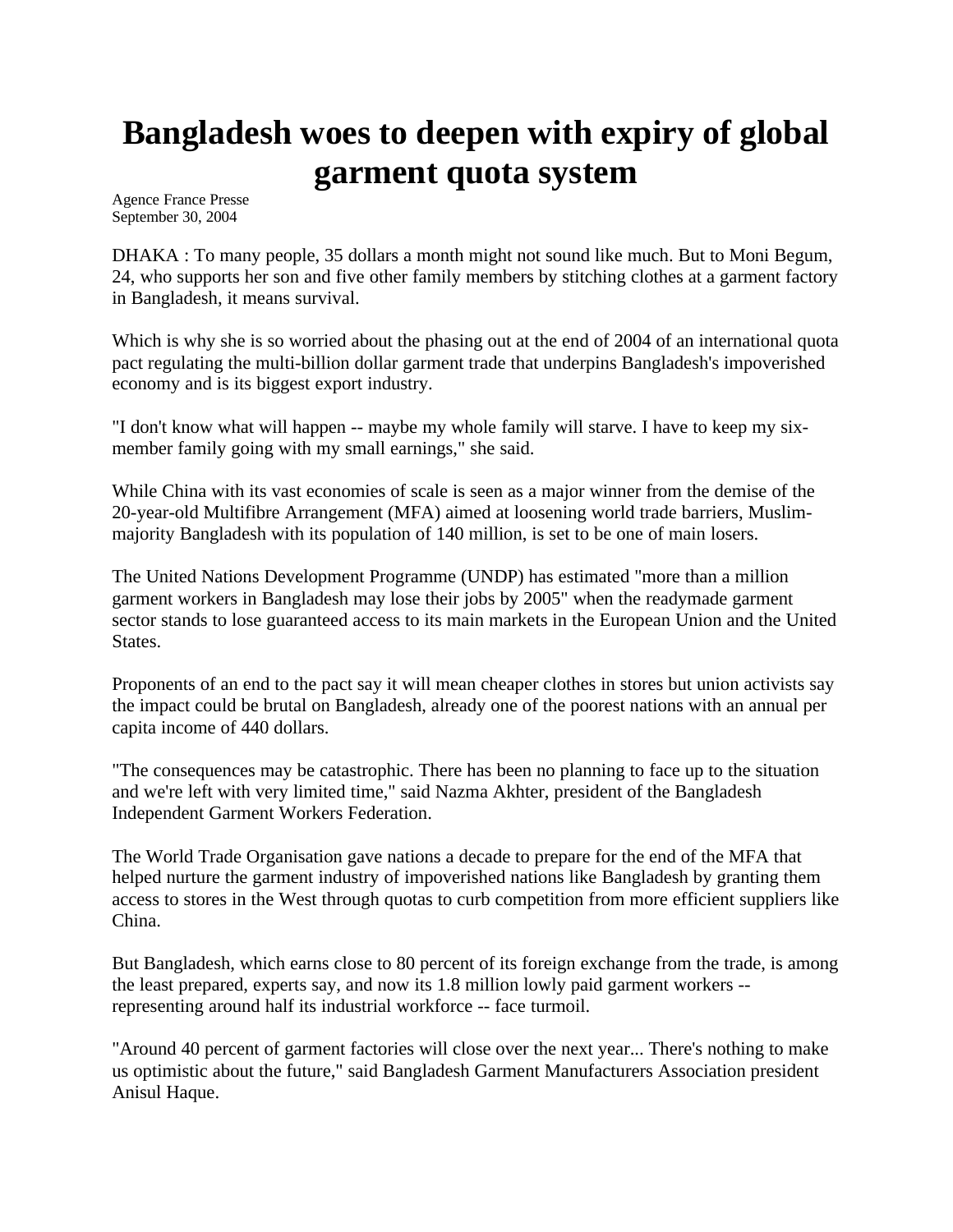# Bangladesh woes to deepen with expiry of global garment quota system

Agence France Presse
September 30, 2004

DHAKA : To many people, 35 dollars a month might not sound like much. But to Moni Begum, 24, who supports her son and five other family members by stitching clothes at a garment factory in Bangladesh, it means survival.

Which is why she is so worried about the phasing out at the end of 2004 of an international quota pact regulating the multi-billion dollar garment trade that underpins Bangladesh's impoverished economy and is its biggest export industry.

"I don't know what will happen -- maybe my whole family will starve. I have to keep my six-member family going with my small earnings," she said.

While China with its vast economies of scale is seen as a major winner from the demise of the 20-year-old Multifibre Arrangement (MFA) aimed at loosening world trade barriers, Muslim-majority Bangladesh with its population of 140 million, is set to be one of main losers.

The United Nations Development Programme (UNDP) has estimated "more than a million garment workers in Bangladesh may lose their jobs by 2005" when the readymade garment sector stands to lose guaranteed access to its main markets in the European Union and the United States.

Proponents of an end to the pact say it will mean cheaper clothes in stores but union activists say the impact could be brutal on Bangladesh, already one of the poorest nations with an annual per capita income of 440 dollars.

"The consequences may be catastrophic. There has been no planning to face up to the situation and we're left with very limited time," said Nazma Akhter, president of the Bangladesh Independent Garment Workers Federation.

The World Trade Organisation gave nations a decade to prepare for the end of the MFA that helped nurture the garment industry of impoverished nations like Bangladesh by granting them access to stores in the West through quotas to curb competition from more efficient suppliers like China.

But Bangladesh, which earns close to 80 percent of its foreign exchange from the trade, is among the least prepared, experts say, and now its 1.8 million lowly paid garment workers -- representing around half its industrial workforce -- face turmoil.

"Around 40 percent of garment factories will close over the next year... There's nothing to make us optimistic about the future," said Bangladesh Garment Manufacturers Association president Anisul Haque.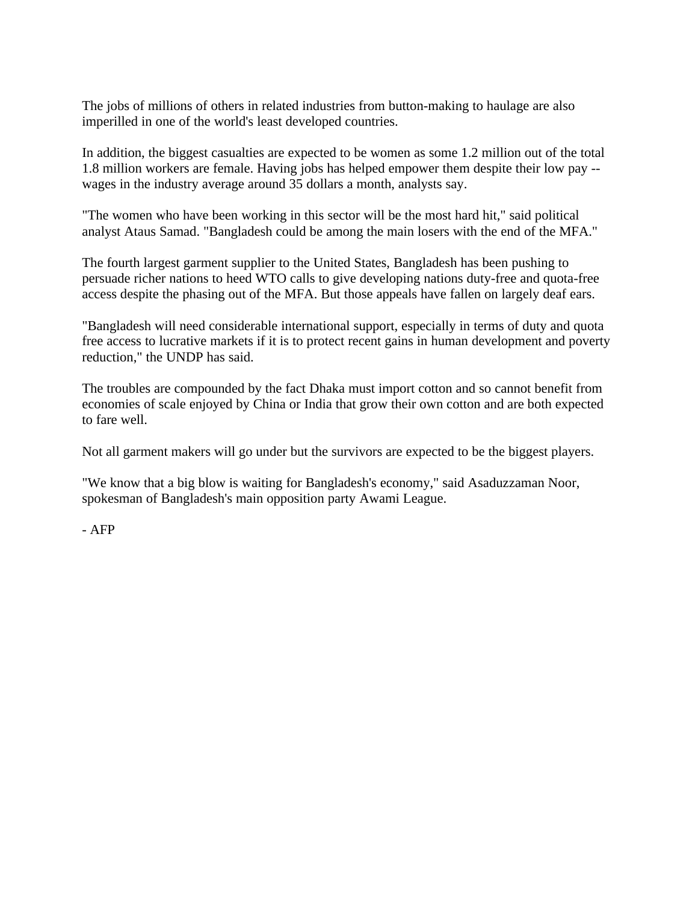The jobs of millions of others in related industries from button-making to haulage are also imperilled in one of the world's least developed countries.

In addition, the biggest casualties are expected to be women as some 1.2 million out of the total 1.8 million workers are female. Having jobs has helped empower them despite their low pay -- wages in the industry average around 35 dollars a month, analysts say.

"The women who have been working in this sector will be the most hard hit," said political analyst Ataus Samad. "Bangladesh could be among the main losers with the end of the MFA."

The fourth largest garment supplier to the United States, Bangladesh has been pushing to persuade richer nations to heed WTO calls to give developing nations duty-free and quota-free access despite the phasing out of the MFA. But those appeals have fallen on largely deaf ears.

"Bangladesh will need considerable international support, especially in terms of duty and quota free access to lucrative markets if it is to protect recent gains in human development and poverty reduction," the UNDP has said.

The troubles are compounded by the fact Dhaka must import cotton and so cannot benefit from economies of scale enjoyed by China or India that grow their own cotton and are both expected to fare well.

Not all garment makers will go under but the survivors are expected to be the biggest players.

"We know that a big blow is waiting for Bangladesh's economy," said Asaduzzaman Noor, spokesman of Bangladesh's main opposition party Awami League.

- AFP